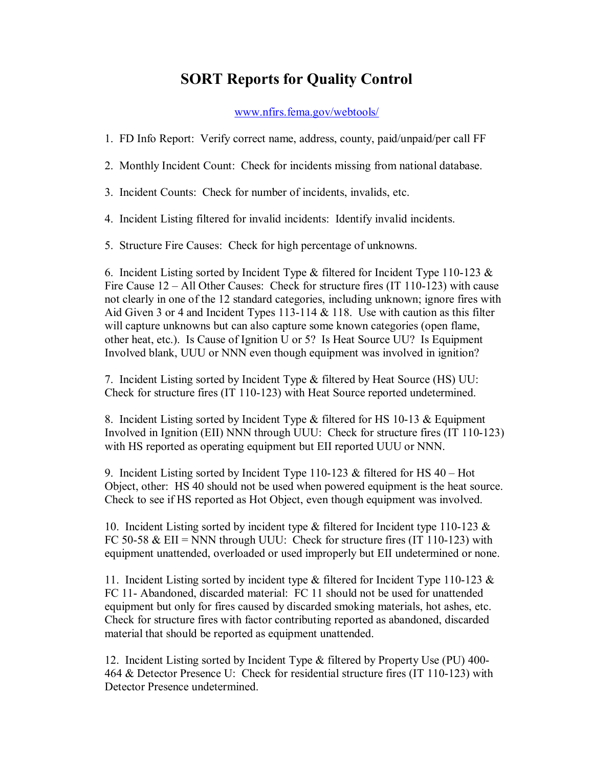# SORT Reports for Quality Control

www.nfirs.fema.gov/webtools/

1. FD Info Report: Verify correct name, address, county, paid/unpaid/per call FF

2. Monthly Incident Count: Check for incidents missing from national database.

3. Incident Counts: Check for number of incidents, invalids, etc.

4. Incident Listing filtered for invalid incidents: Identify invalid incidents.

5. Structure Fire Causes: Check for high percentage of unknowns.

6. Incident Listing sorted by Incident Type & filtered for Incident Type 110-123 & Fire Cause 12 – All Other Causes: Check for structure fires (IT 110-123) with cause not clearly in one of the 12 standard categories, including unknown; ignore fires with Aid Given 3 or 4 and Incident Types 113-114 & 118. Use with caution as this filter will capture unknowns but can also capture some known categories (open flame, other heat, etc.). Is Cause of Ignition U or 5? Is Heat Source UU? Is Equipment Involved blank, UUU or NNN even though equipment was involved in ignition?

7. Incident Listing sorted by Incident Type & filtered by Heat Source (HS) UU: Check for structure fires (IT 110-123) with Heat Source reported undetermined.

8. Incident Listing sorted by Incident Type & filtered for HS 10-13 & Equipment Involved in Ignition (EII) NNN through UUU: Check for structure fires (IT 110-123) with HS reported as operating equipment but EII reported UUU or NNN.

9. Incident Listing sorted by Incident Type 110-123 & filtered for HS 40 – Hot Object, other: HS 40 should not be used when powered equipment is the heat source. Check to see if HS reported as Hot Object, even though equipment was involved.

10. Incident Listing sorted by incident type & filtered for Incident type 110-123 & FC 50-58 & EII = NNN through UUU: Check for structure fires (IT 110-123) with equipment unattended, overloaded or used improperly but EII undetermined or none.

11. Incident Listing sorted by incident type & filtered for Incident Type 110-123 & FC 11- Abandoned, discarded material: FC 11 should not be used for unattended equipment but only for fires caused by discarded smoking materials, hot ashes, etc. Check for structure fires with factor contributing reported as abandoned, discarded material that should be reported as equipment unattended.

12. Incident Listing sorted by Incident Type & filtered by Property Use (PU) 400-464 & Detector Presence U: Check for residential structure fires (IT 110-123) with Detector Presence undetermined.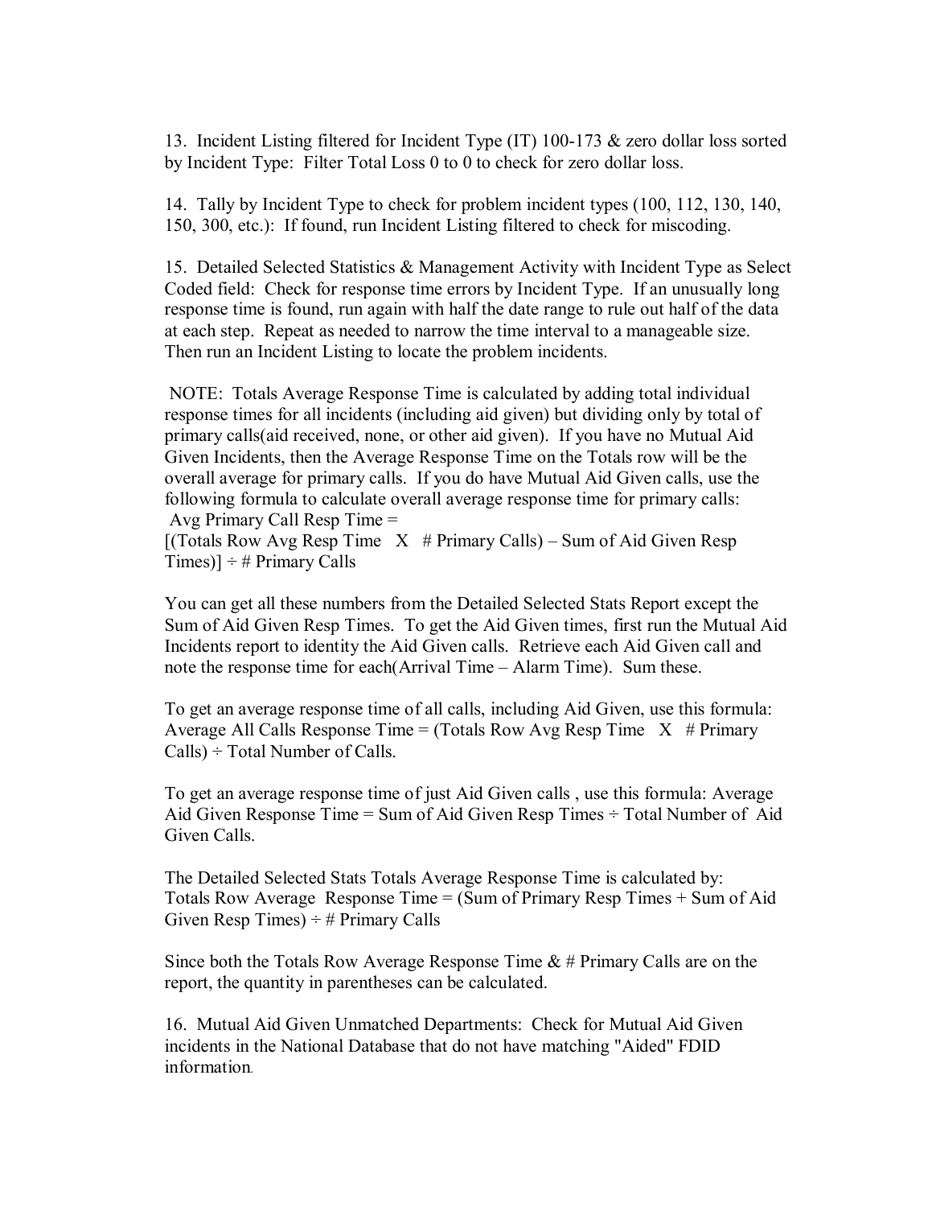13. Incident Listing filtered for Incident Type (IT) 100-173 & zero dollar loss sorted by Incident Type: Filter Total Loss 0 to 0 to check for zero dollar loss.

14. Tally by Incident Type to check for problem incident types (100, 112, 130, 140, 150, 300, etc.): If found, run Incident Listing filtered to check for miscoding.

15. Detailed Selected Statistics & Management Activity with Incident Type as Select Coded field: Check for response time errors by Incident Type. If an unusually long response time is found, run again with half the date range to rule out half of the data at each step. Repeat as needed to narrow the time interval to a manageable size. Then run an Incident Listing to locate the problem incidents.

NOTE: Totals Average Response Time is calculated by adding total individual response times for all incidents (including aid given) but dividing only by total of primary calls(aid received, none, or other aid given). If you have no Mutual Aid Given Incidents, then the Average Response Time on the Totals row will be the overall average for primary calls. If you do have Mutual Aid Given calls, use the following formula to calculate overall average response time for primary calls:
Avg Primary Call Resp Time =
[(Totals Row Avg Resp Time X # Primary Calls) – Sum of Aid Given Resp Times)] ÷ # Primary Calls

You can get all these numbers from the Detailed Selected Stats Report except the Sum of Aid Given Resp Times. To get the Aid Given times, first run the Mutual Aid Incidents report to identity the Aid Given calls. Retrieve each Aid Given call and note the response time for each(Arrival Time – Alarm Time). Sum these.

To get an average response time of all calls, including Aid Given, use this formula: Average All Calls Response Time = (Totals Row Avg Resp Time X # Primary Calls) ÷ Total Number of Calls.

To get an average response time of just Aid Given calls , use this formula: Average Aid Given Response Time = Sum of Aid Given Resp Times ÷ Total Number of Aid Given Calls.

The Detailed Selected Stats Totals Average Response Time is calculated by:
Totals Row Average Response Time = (Sum of Primary Resp Times + Sum of Aid Given Resp Times) ÷ # Primary Calls

Since both the Totals Row Average Response Time & # Primary Calls are on the report, the quantity in parentheses can be calculated.

16. Mutual Aid Given Unmatched Departments: Check for Mutual Aid Given incidents in the National Database that do not have matching "Aided" FDID information.